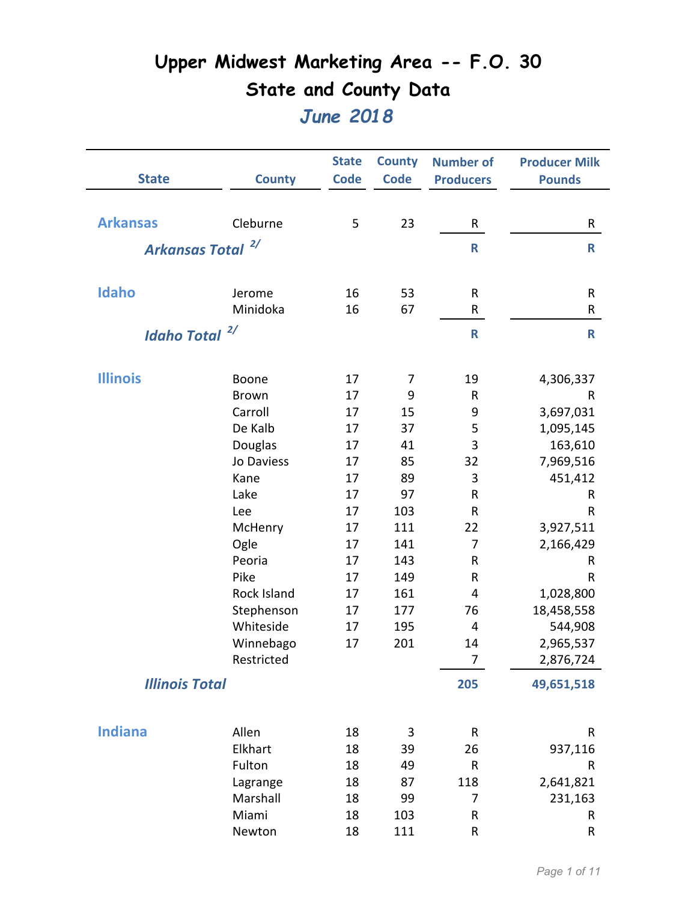# Upper Midwest Marketing Area -- F.O. 30

## State and County Data

### *June 2018*

| State | County | State Code | County Code | Number of Producers | Producer Milk Pounds |
|---|---|---|---|---|---|
| **Arkansas** | Cleburne | 5 | 23 | R | R |
| ***Arkansas Total*** 2/ | | | | **R** | **R** |
| **Idaho** | Jerome | 16 | 53 | R | R |
| | Minidoka | 16 | 67 | R | R |
| ***Idaho Total*** 2/ | | | | **R** | **R** |
| **Illinois** | Boone | 17 | 7 | 19 | 4,306,337 |
| | Brown | 17 | 9 | R | R |
| | Carroll | 17 | 15 | 9 | 3,697,031 |
| | De Kalb | 17 | 37 | 5 | 1,095,145 |
| | Douglas | 17 | 41 | 3 | 163,610 |
| | Jo Daviess | 17 | 85 | 32 | 7,969,516 |
| | Kane | 17 | 89 | 3 | 451,412 |
| | Lake | 17 | 97 | R | R |
| | Lee | 17 | 103 | R | R |
| | McHenry | 17 | 111 | 22 | 3,927,511 |
| | Ogle | 17 | 141 | 7 | 2,166,429 |
| | Peoria | 17 | 143 | R | R |
| | Pike | 17 | 149 | R | R |
| | Rock Island | 17 | 161 | 4 | 1,028,800 |
| | Stephenson | 17 | 177 | 76 | 18,458,558 |
| | Whiteside | 17 | 195 | 4 | 544,908 |
| | Winnebago | 17 | 201 | 14 | 2,965,537 |
| | Restricted | | | 7 | 2,876,724 |
| ***Illinois Total*** | | | | **205** | **49,651,518** |
| **Indiana** | Allen | 18 | 3 | R | R |
| | Elkhart | 18 | 39 | 26 | 937,116 |
| | Fulton | 18 | 49 | R | R |
| | Lagrange | 18 | 87 | 118 | 2,641,821 |
| | Marshall | 18 | 99 | 7 | 231,163 |
| | Miami | 18 | 103 | R | R |
| | Newton | 18 | 111 | R | R |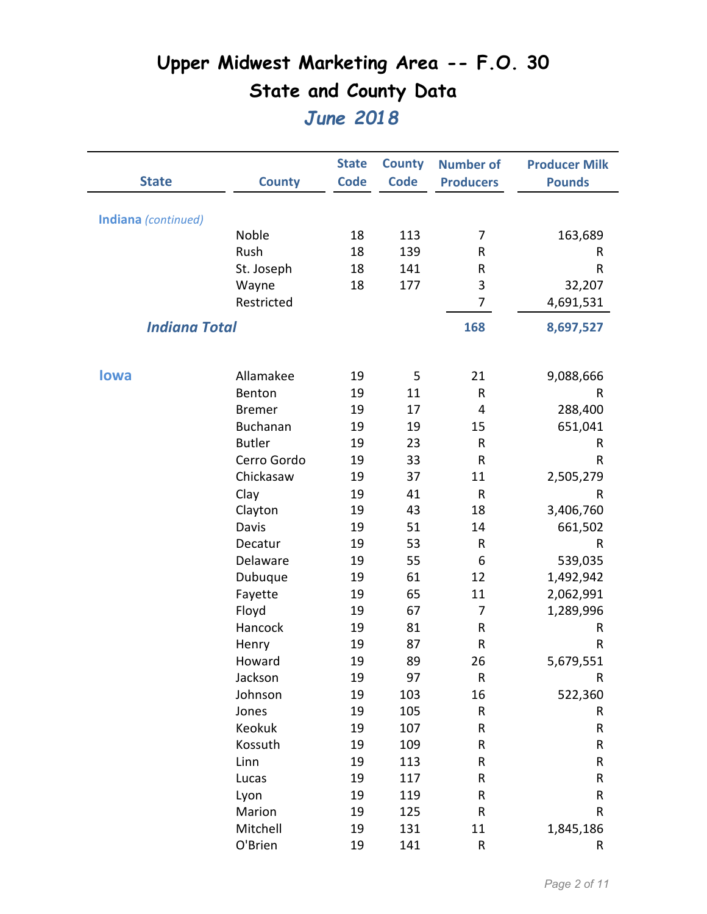# Upper Midwest Marketing Area -- F.O. 30

## State and County Data

### *June 2018*

| State | County | State Code | County Code | Number of Producers | Producer Milk Pounds |
|---|---|---|---|---|---|
| **Indiana** *(continued)* | | | | | |
| | Noble | 18 | 113 | 7 | 163,689 |
| | Rush | 18 | 139 | R | R |
| | St. Joseph | 18 | 141 | R | R |
| | Wayne | 18 | 177 | 3 | 32,207 |
| | Restricted | | | 7 | 4,691,531 |
| ***Indiana Total*** | | | | **168** | **8,697,527** |
| **Iowa** | Allamakee | 19 | 5 | 21 | 9,088,666 |
| | Benton | 19 | 11 | R | R |
| | Bremer | 19 | 17 | 4 | 288,400 |
| | Buchanan | 19 | 19 | 15 | 651,041 |
| | Butler | 19 | 23 | R | R |
| | Cerro Gordo | 19 | 33 | R | R |
| | Chickasaw | 19 | 37 | 11 | 2,505,279 |
| | Clay | 19 | 41 | R | R |
| | Clayton | 19 | 43 | 18 | 3,406,760 |
| | Davis | 19 | 51 | 14 | 661,502 |
| | Decatur | 19 | 53 | R | R |
| | Delaware | 19 | 55 | 6 | 539,035 |
| | Dubuque | 19 | 61 | 12 | 1,492,942 |
| | Fayette | 19 | 65 | 11 | 2,062,991 |
| | Floyd | 19 | 67 | 7 | 1,289,996 |
| | Hancock | 19 | 81 | R | R |
| | Henry | 19 | 87 | R | R |
| | Howard | 19 | 89 | 26 | 5,679,551 |
| | Jackson | 19 | 97 | R | R |
| | Johnson | 19 | 103 | 16 | 522,360 |
| | Jones | 19 | 105 | R | R |
| | Keokuk | 19 | 107 | R | R |
| | Kossuth | 19 | 109 | R | R |
| | Linn | 19 | 113 | R | R |
| | Lucas | 19 | 117 | R | R |
| | Lyon | 19 | 119 | R | R |
| | Marion | 19 | 125 | R | R |
| | Mitchell | 19 | 131 | 11 | 1,845,186 |
| | O'Brien | 19 | 141 | R | R |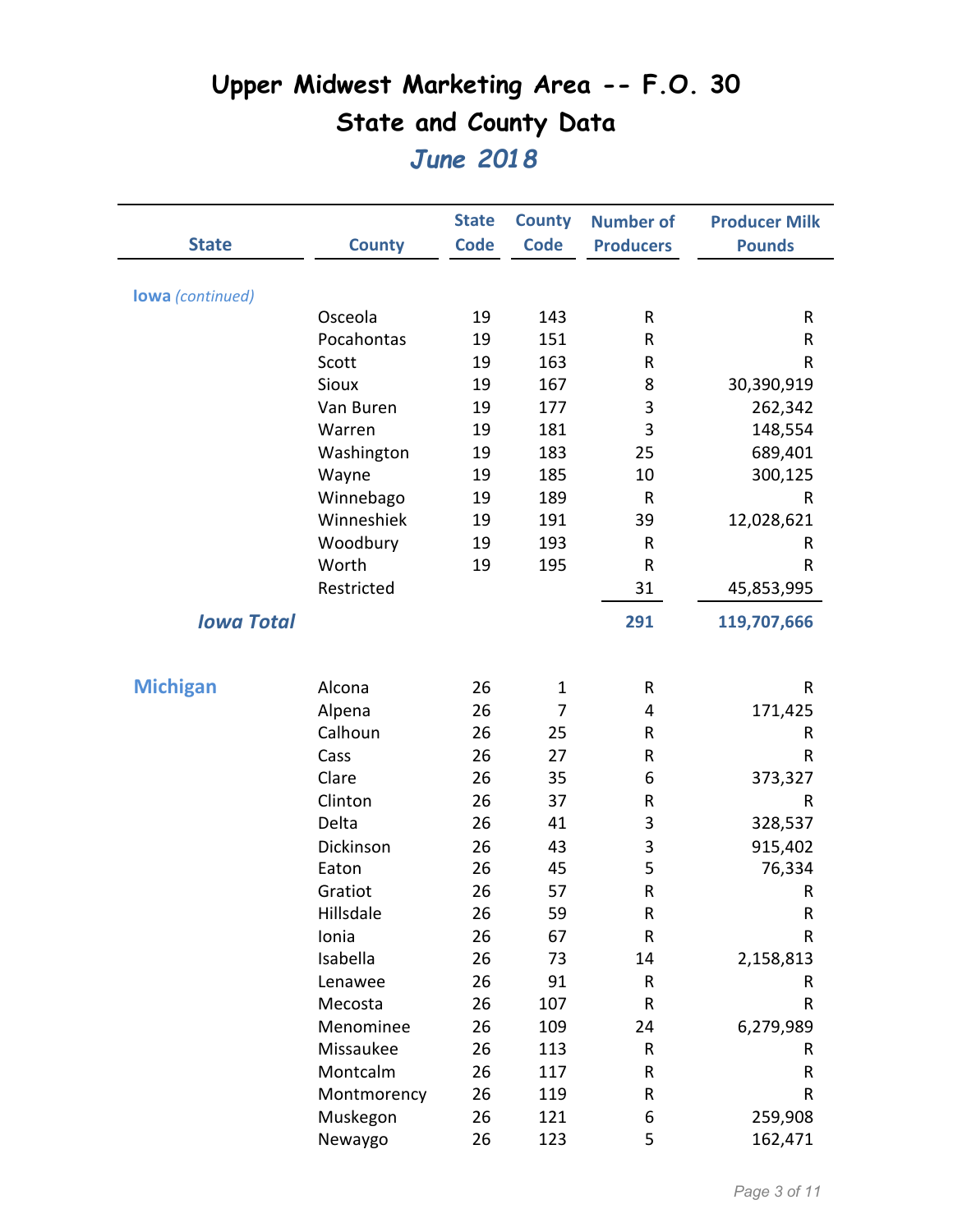# Upper Midwest Marketing Area -- F.O. 30
## State and County Data
### *June 2018*

| State | County | State Code | County Code | Number of Producers | Producer Milk Pounds |
|---|---|---|---|---|---|
| Iowa *(continued)* | | | | | |
| | Osceola | 19 | 143 | R | R |
| | Pocahontas | 19 | 151 | R | R |
| | Scott | 19 | 163 | R | R |
| | Sioux | 19 | 167 | 8 | 30,390,919 |
| | Van Buren | 19 | 177 | 3 | 262,342 |
| | Warren | 19 | 181 | 3 | 148,554 |
| | Washington | 19 | 183 | 25 | 689,401 |
| | Wayne | 19 | 185 | 10 | 300,125 |
| | Winnebago | 19 | 189 | R | R |
| | Winneshiek | 19 | 191 | 39 | 12,028,621 |
| | Woodbury | 19 | 193 | R | R |
| | Worth | 19 | 195 | R | R |
| | Restricted | | | 31 | 45,853,995 |
| ***Iowa Total*** | | | | **291** | **119,707,666** |
| **Michigan** | Alcona | 26 | 1 | R | R |
| | Alpena | 26 | 7 | 4 | 171,425 |
| | Calhoun | 26 | 25 | R | R |
| | Cass | 26 | 27 | R | R |
| | Clare | 26 | 35 | 6 | 373,327 |
| | Clinton | 26 | 37 | R | R |
| | Delta | 26 | 41 | 3 | 328,537 |
| | Dickinson | 26 | 43 | 3 | 915,402 |
| | Eaton | 26 | 45 | 5 | 76,334 |
| | Gratiot | 26 | 57 | R | R |
| | Hillsdale | 26 | 59 | R | R |
| | Ionia | 26 | 67 | R | R |
| | Isabella | 26 | 73 | 14 | 2,158,813 |
| | Lenawee | 26 | 91 | R | R |
| | Mecosta | 26 | 107 | R | R |
| | Menominee | 26 | 109 | 24 | 6,279,989 |
| | Missaukee | 26 | 113 | R | R |
| | Montcalm | 26 | 117 | R | R |
| | Montmorency | 26 | 119 | R | R |
| | Muskegon | 26 | 121 | 6 | 259,908 |
| | Newaygo | 26 | 123 | 5 | 162,471 |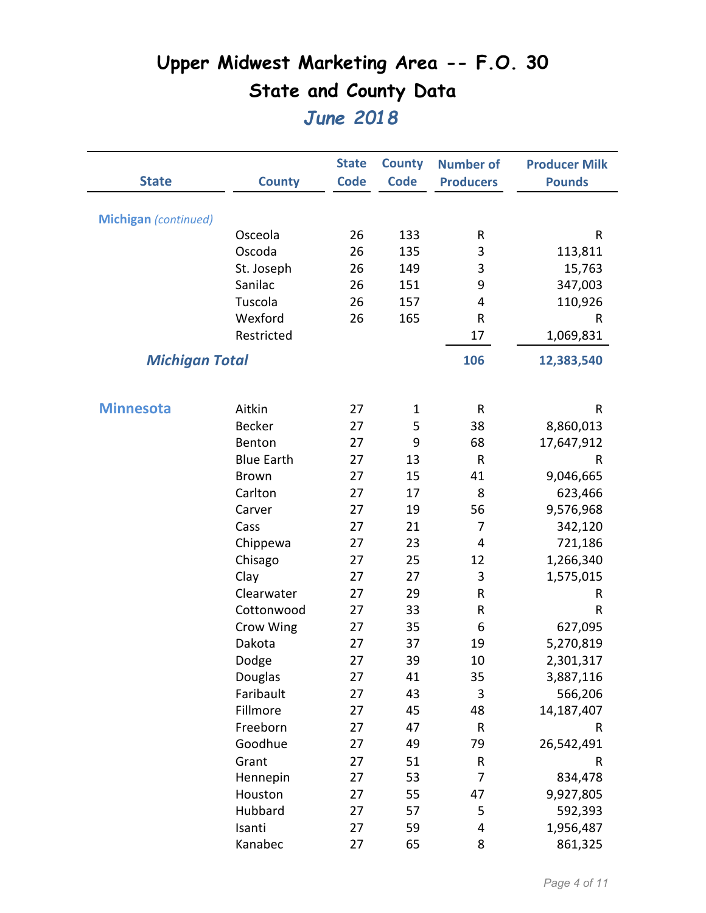# Upper Midwest Marketing Area -- F.O. 30

## State and County Data

### *June 2018*

| State | County | State Code | County Code | Number of Producers | Producer Milk Pounds |
|---|---|---|---|---|---|
| **Michigan** *(continued)* | | | | | |
| | Osceola | 26 | 133 | R | R |
| | Oscoda | 26 | 135 | 3 | 113,811 |
| | St. Joseph | 26 | 149 | 3 | 15,763 |
| | Sanilac | 26 | 151 | 9 | 347,003 |
| | Tuscola | 26 | 157 | 4 | 110,926 |
| | Wexford | 26 | 165 | R | R |
| | Restricted | | | 17 | 1,069,831 |
| ***Michigan Total*** | | | | **106** | **12,383,540** |
| **Minnesota** | Aitkin | 27 | 1 | R | R |
| | Becker | 27 | 5 | 38 | 8,860,013 |
| | Benton | 27 | 9 | 68 | 17,647,912 |
| | Blue Earth | 27 | 13 | R | R |
| | Brown | 27 | 15 | 41 | 9,046,665 |
| | Carlton | 27 | 17 | 8 | 623,466 |
| | Carver | 27 | 19 | 56 | 9,576,968 |
| | Cass | 27 | 21 | 7 | 342,120 |
| | Chippewa | 27 | 23 | 4 | 721,186 |
| | Chisago | 27 | 25 | 12 | 1,266,340 |
| | Clay | 27 | 27 | 3 | 1,575,015 |
| | Clearwater | 27 | 29 | R | R |
| | Cottonwood | 27 | 33 | R | R |
| | Crow Wing | 27 | 35 | 6 | 627,095 |
| | Dakota | 27 | 37 | 19 | 5,270,819 |
| | Dodge | 27 | 39 | 10 | 2,301,317 |
| | Douglas | 27 | 41 | 35 | 3,887,116 |
| | Faribault | 27 | 43 | 3 | 566,206 |
| | Fillmore | 27 | 45 | 48 | 14,187,407 |
| | Freeborn | 27 | 47 | R | R |
| | Goodhue | 27 | 49 | 79 | 26,542,491 |
| | Grant | 27 | 51 | R | R |
| | Hennepin | 27 | 53 | 7 | 834,478 |
| | Houston | 27 | 55 | 47 | 9,927,805 |
| | Hubbard | 27 | 57 | 5 | 592,393 |
| | Isanti | 27 | 59 | 4 | 1,956,487 |
| | Kanabec | 27 | 65 | 8 | 861,325 |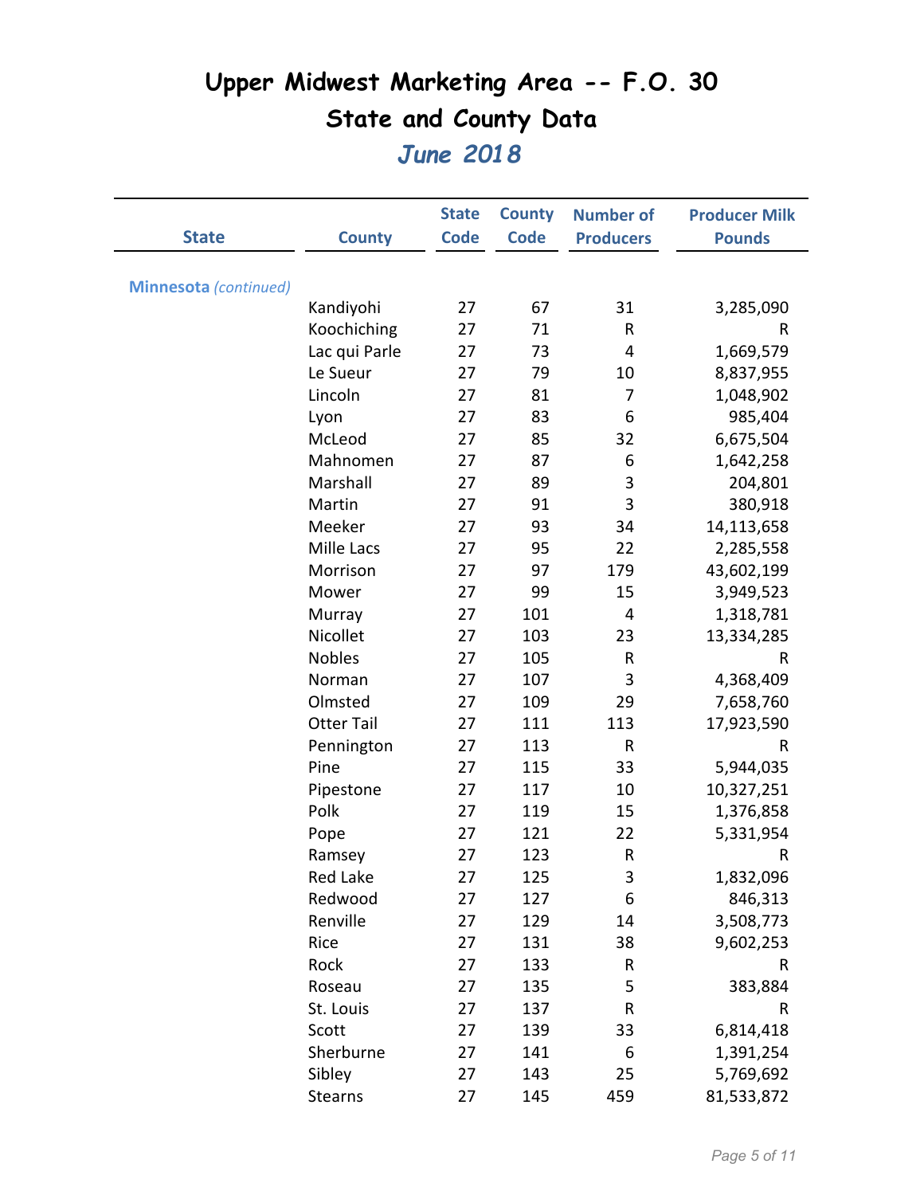# Upper Midwest Marketing Area -- F.O. 30

## State and County Data

### *June 2018*

| State | County | State Code | County Code | Number of Producers | Producer Milk Pounds |
|---|---|---|---|---|---|
| Minnesota *(continued)* | | | | | |
| | Kandiyohi | 27 | 67 | 31 | 3,285,090 |
| | Koochiching | 27 | 71 | R | R |
| | Lac qui Parle | 27 | 73 | 4 | 1,669,579 |
| | Le Sueur | 27 | 79 | 10 | 8,837,955 |
| | Lincoln | 27 | 81 | 7 | 1,048,902 |
| | Lyon | 27 | 83 | 6 | 985,404 |
| | McLeod | 27 | 85 | 32 | 6,675,504 |
| | Mahnomen | 27 | 87 | 6 | 1,642,258 |
| | Marshall | 27 | 89 | 3 | 204,801 |
| | Martin | 27 | 91 | 3 | 380,918 |
| | Meeker | 27 | 93 | 34 | 14,113,658 |
| | Mille Lacs | 27 | 95 | 22 | 2,285,558 |
| | Morrison | 27 | 97 | 179 | 43,602,199 |
| | Mower | 27 | 99 | 15 | 3,949,523 |
| | Murray | 27 | 101 | 4 | 1,318,781 |
| | Nicollet | 27 | 103 | 23 | 13,334,285 |
| | Nobles | 27 | 105 | R | R |
| | Norman | 27 | 107 | 3 | 4,368,409 |
| | Olmsted | 27 | 109 | 29 | 7,658,760 |
| | Otter Tail | 27 | 111 | 113 | 17,923,590 |
| | Pennington | 27 | 113 | R | R |
| | Pine | 27 | 115 | 33 | 5,944,035 |
| | Pipestone | 27 | 117 | 10 | 10,327,251 |
| | Polk | 27 | 119 | 15 | 1,376,858 |
| | Pope | 27 | 121 | 22 | 5,331,954 |
| | Ramsey | 27 | 123 | R | R |
| | Red Lake | 27 | 125 | 3 | 1,832,096 |
| | Redwood | 27 | 127 | 6 | 846,313 |
| | Renville | 27 | 129 | 14 | 3,508,773 |
| | Rice | 27 | 131 | 38 | 9,602,253 |
| | Rock | 27 | 133 | R | R |
| | Roseau | 27 | 135 | 5 | 383,884 |
| | St. Louis | 27 | 137 | R | R |
| | Scott | 27 | 139 | 33 | 6,814,418 |
| | Sherburne | 27 | 141 | 6 | 1,391,254 |
| | Sibley | 27 | 143 | 25 | 5,769,692 |
| | Stearns | 27 | 145 | 459 | 81,533,872 |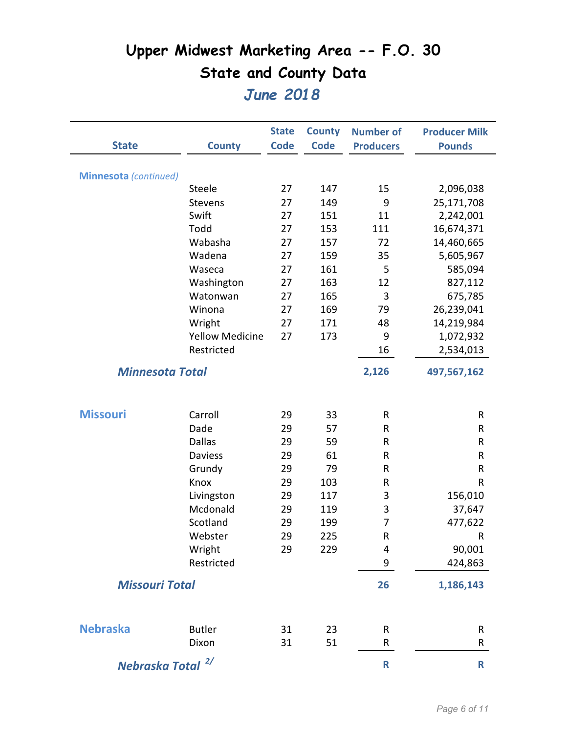# Upper Midwest Marketing Area -- F.O. 30

## State and County Data

### *June 2018*

| State | County | State Code | County Code | Number of Producers | Producer Milk Pounds |
|---|---|---|---|---|---|
| **Minnesota** *(continued)* | | | | | |
| | Steele | 27 | 147 | 15 | 2,096,038 |
| | Stevens | 27 | 149 | 9 | 25,171,708 |
| | Swift | 27 | 151 | 11 | 2,242,001 |
| | Todd | 27 | 153 | 111 | 16,674,371 |
| | Wabasha | 27 | 157 | 72 | 14,460,665 |
| | Wadena | 27 | 159 | 35 | 5,605,967 |
| | Waseca | 27 | 161 | 5 | 585,094 |
| | Washington | 27 | 163 | 12 | 827,112 |
| | Watonwan | 27 | 165 | 3 | 675,785 |
| | Winona | 27 | 169 | 79 | 26,239,041 |
| | Wright | 27 | 171 | 48 | 14,219,984 |
| | Yellow Medicine | 27 | 173 | 9 | 1,072,932 |
| | Restricted | | | 16 | 2,534,013 |
| ***Minnesota Total*** | | | | **2,126** | **497,567,162** |
| **Missouri** | Carroll | 29 | 33 | R | R |
| | Dade | 29 | 57 | R | R |
| | Dallas | 29 | 59 | R | R |
| | Daviess | 29 | 61 | R | R |
| | Grundy | 29 | 79 | R | R |
| | Knox | 29 | 103 | R | R |
| | Livingston | 29 | 117 | 3 | 156,010 |
| | Mcdonald | 29 | 119 | 3 | 37,647 |
| | Scotland | 29 | 199 | 7 | 477,622 |
| | Webster | 29 | 225 | R | R |
| | Wright | 29 | 229 | 4 | 90,001 |
| | Restricted | | | 9 | 424,863 |
| ***Missouri Total*** | | | | **26** | **1,186,143** |
| **Nebraska** | Butler | 31 | 23 | R | R |
| | Dixon | 31 | 51 | R | R |
| ***Nebraska Total*** [2/] | | | | **R** | **R** |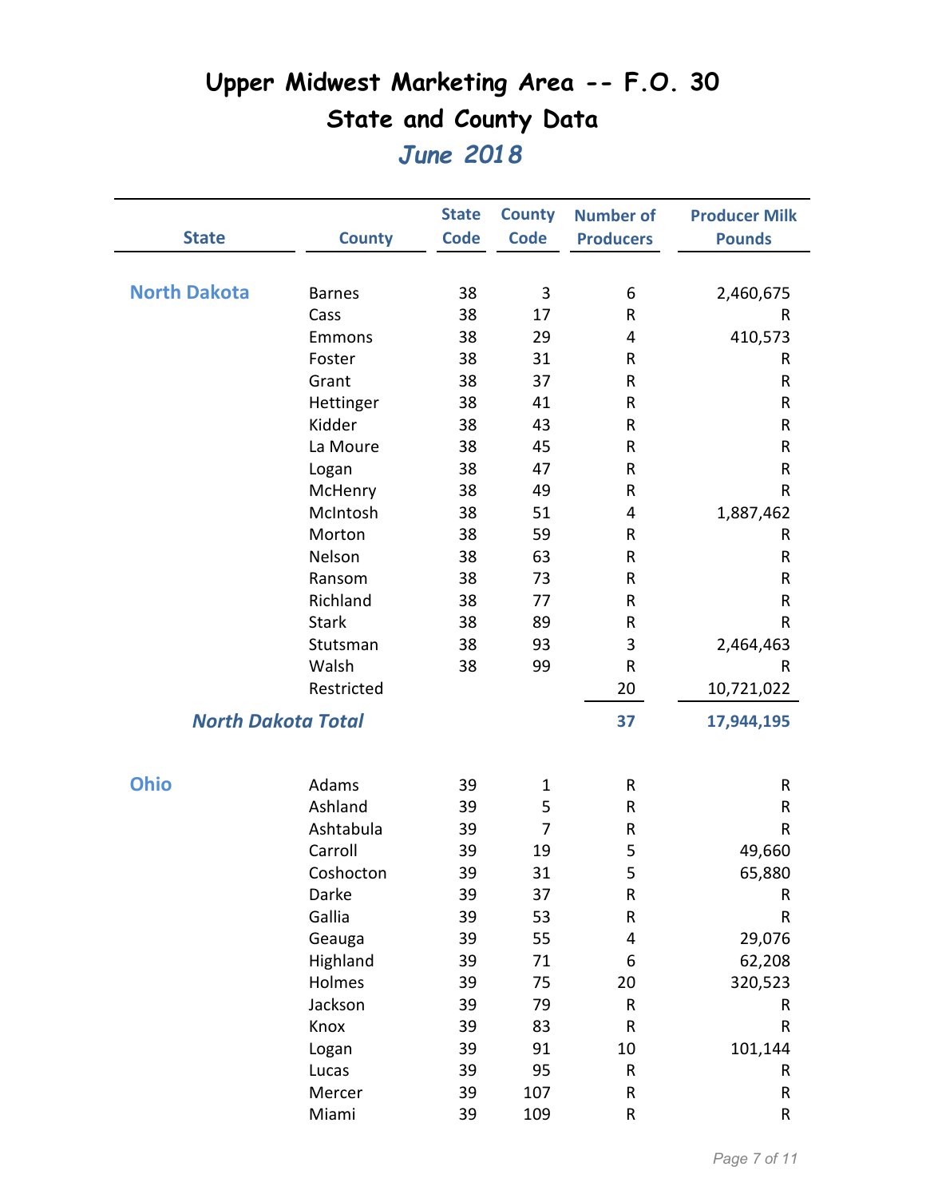# Upper Midwest Marketing Area -- F.O. 30

## State and County Data

### *June 2018*

| State | County | State Code | County Code | Number of Producers | Producer Milk Pounds |
|---|---|---|---|---|---|
| **North Dakota** | Barnes | 38 | 3 | 6 | 2,460,675 |
| | Cass | 38 | 17 | R | R |
| | Emmons | 38 | 29 | 4 | 410,573 |
| | Foster | 38 | 31 | R | R |
| | Grant | 38 | 37 | R | R |
| | Hettinger | 38 | 41 | R | R |
| | Kidder | 38 | 43 | R | R |
| | La Moure | 38 | 45 | R | R |
| | Logan | 38 | 47 | R | R |
| | McHenry | 38 | 49 | R | R |
| | McIntosh | 38 | 51 | 4 | 1,887,462 |
| | Morton | 38 | 59 | R | R |
| | Nelson | 38 | 63 | R | R |
| | Ransom | 38 | 73 | R | R |
| | Richland | 38 | 77 | R | R |
| | Stark | 38 | 89 | R | R |
| | Stutsman | 38 | 93 | 3 | 2,464,463 |
| | Walsh | 38 | 99 | R | R |
| | Restricted | | | 20 | 10,721,022 |
| ***North Dakota Total*** | | | | **37** | **17,944,195** |
| **Ohio** | Adams | 39 | 1 | R | R |
| | Ashland | 39 | 5 | R | R |
| | Ashtabula | 39 | 7 | R | R |
| | Carroll | 39 | 19 | 5 | 49,660 |
| | Coshocton | 39 | 31 | 5 | 65,880 |
| | Darke | 39 | 37 | R | R |
| | Gallia | 39 | 53 | R | R |
| | Geauga | 39 | 55 | 4 | 29,076 |
| | Highland | 39 | 71 | 6 | 62,208 |
| | Holmes | 39 | 75 | 20 | 320,523 |
| | Jackson | 39 | 79 | R | R |
| | Knox | 39 | 83 | R | R |
| | Logan | 39 | 91 | 10 | 101,144 |
| | Lucas | 39 | 95 | R | R |
| | Mercer | 39 | 107 | R | R |
| | Miami | 39 | 109 | R | R |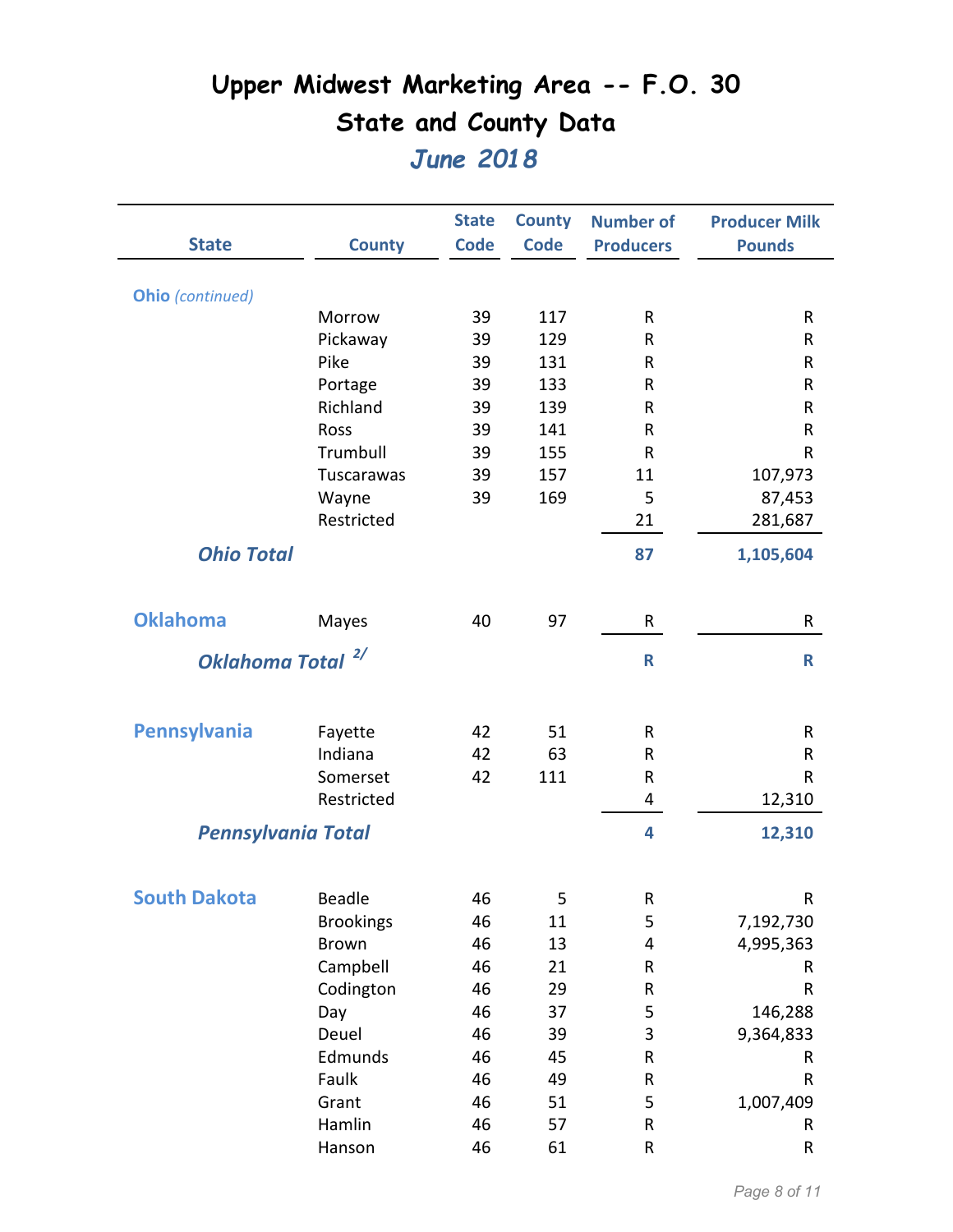# Upper Midwest Marketing Area -- F.O. 30

## State and County Data

### *June 2018*

| State | County | State Code | County Code | Number of Producers | Producer Milk Pounds |
|---|---|---|---|---|---|
| **Ohio** *(continued)* | | | | | |
| | Morrow | 39 | 117 | R | R |
| | Pickaway | 39 | 129 | R | R |
| | Pike | 39 | 131 | R | R |
| | Portage | 39 | 133 | R | R |
| | Richland | 39 | 139 | R | R |
| | Ross | 39 | 141 | R | R |
| | Trumbull | 39 | 155 | R | R |
| | Tuscarawas | 39 | 157 | 11 | 107,973 |
| | Wayne | 39 | 169 | 5 | 87,453 |
| | Restricted | | | 21 | 281,687 |
| ***Ohio Total*** | | | | **87** | **1,105,604** |
| **Oklahoma** | Mayes | 40 | 97 | R | R |
| ***Oklahoma Total*** [2/] | | | | **R** | **R** |
| **Pennsylvania** | Fayette | 42 | 51 | R | R |
| | Indiana | 42 | 63 | R | R |
| | Somerset | 42 | 111 | R | R |
| | Restricted | | | 4 | 12,310 |
| ***Pennsylvania Total*** | | | | **4** | **12,310** |
| **South Dakota** | Beadle | 46 | 5 | R | R |
| | Brookings | 46 | 11 | 5 | 7,192,730 |
| | Brown | 46 | 13 | 4 | 4,995,363 |
| | Campbell | 46 | 21 | R | R |
| | Codington | 46 | 29 | R | R |
| | Day | 46 | 37 | 5 | 146,288 |
| | Deuel | 46 | 39 | 3 | 9,364,833 |
| | Edmunds | 46 | 45 | R | R |
| | Faulk | 46 | 49 | R | R |
| | Grant | 46 | 51 | 5 | 1,007,409 |
| | Hamlin | 46 | 57 | R | R |
| | Hanson | 46 | 61 | R | R |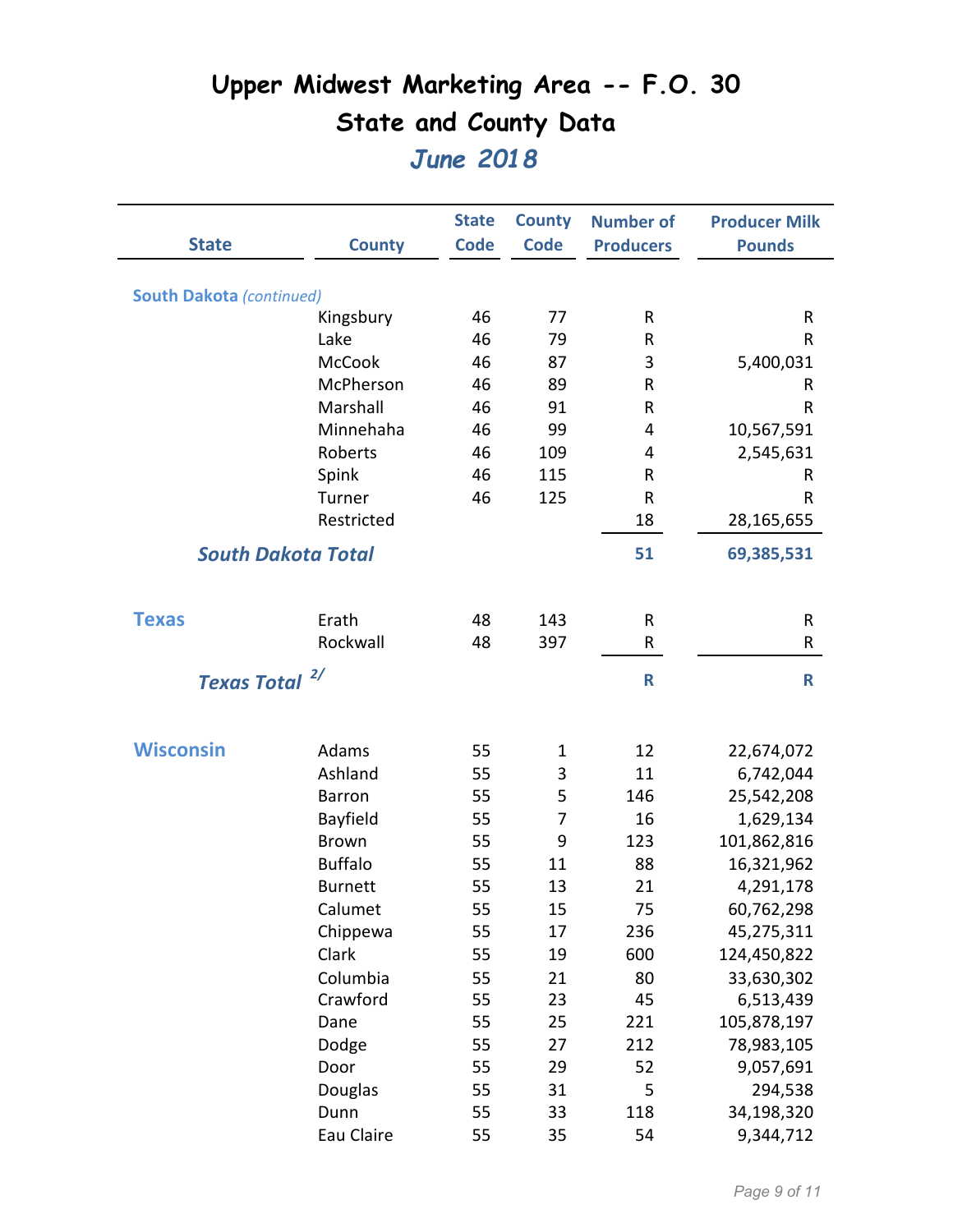# Upper Midwest Marketing Area -- F.O. 30

## State and County Data

### *June 2018*

| State | County | State Code | County Code | Number of Producers | Producer Milk Pounds |
|---|---|---|---|---|---|
| **South Dakota** *(continued)* | | | | | |
| | Kingsbury | 46 | 77 | R | R |
| | Lake | 46 | 79 | R | R |
| | McCook | 46 | 87 | 3 | 5,400,031 |
| | McPherson | 46 | 89 | R | R |
| | Marshall | 46 | 91 | R | R |
| | Minnehaha | 46 | 99 | 4 | 10,567,591 |
| | Roberts | 46 | 109 | 4 | 2,545,631 |
| | Spink | 46 | 115 | R | R |
| | Turner | 46 | 125 | R | R |
| | Restricted | | | 18 | 28,165,655 |
| ***South Dakota Total*** | | | | **51** | **69,385,531** |
| **Texas** | Erath | 48 | 143 | R | R |
| | Rockwall | 48 | 397 | R | R |
| ***Texas Total*** 2/ | | | | **R** | **R** |
| **Wisconsin** | Adams | 55 | 1 | 12 | 22,674,072 |
| | Ashland | 55 | 3 | 11 | 6,742,044 |
| | Barron | 55 | 5 | 146 | 25,542,208 |
| | Bayfield | 55 | 7 | 16 | 1,629,134 |
| | Brown | 55 | 9 | 123 | 101,862,816 |
| | Buffalo | 55 | 11 | 88 | 16,321,962 |
| | Burnett | 55 | 13 | 21 | 4,291,178 |
| | Calumet | 55 | 15 | 75 | 60,762,298 |
| | Chippewa | 55 | 17 | 236 | 45,275,311 |
| | Clark | 55 | 19 | 600 | 124,450,822 |
| | Columbia | 55 | 21 | 80 | 33,630,302 |
| | Crawford | 55 | 23 | 45 | 6,513,439 |
| | Dane | 55 | 25 | 221 | 105,878,197 |
| | Dodge | 55 | 27 | 212 | 78,983,105 |
| | Door | 55 | 29 | 52 | 9,057,691 |
| | Douglas | 55 | 31 | 5 | 294,538 |
| | Dunn | 55 | 33 | 118 | 34,198,320 |
| | Eau Claire | 55 | 35 | 54 | 9,344,712 |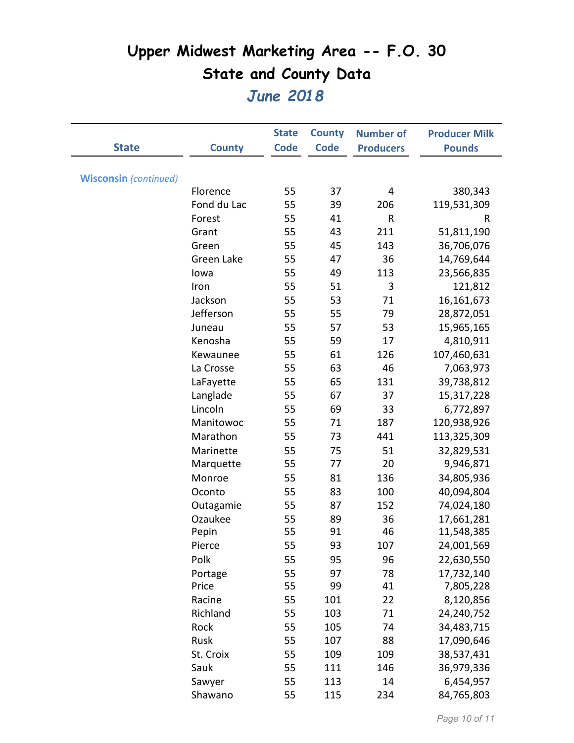# Upper Midwest Marketing Area -- F.O. 30

## State and County Data

### *June 2018*

| State | County | State Code | County Code | Number of Producers | Producer Milk Pounds |
|---|---|---|---|---|---|
| **Wisconsin** *(continued)* | | | | | |
| | Florence | 55 | 37 | 4 | 380,343 |
| | Fond du Lac | 55 | 39 | 206 | 119,531,309 |
| | Forest | 55 | 41 | R | R |
| | Grant | 55 | 43 | 211 | 51,811,190 |
| | Green | 55 | 45 | 143 | 36,706,076 |
| | Green Lake | 55 | 47 | 36 | 14,769,644 |
| | Iowa | 55 | 49 | 113 | 23,566,835 |
| | Iron | 55 | 51 | 3 | 121,812 |
| | Jackson | 55 | 53 | 71 | 16,161,673 |
| | Jefferson | 55 | 55 | 79 | 28,872,051 |
| | Juneau | 55 | 57 | 53 | 15,965,165 |
| | Kenosha | 55 | 59 | 17 | 4,810,911 |
| | Kewaunee | 55 | 61 | 126 | 107,460,631 |
| | La Crosse | 55 | 63 | 46 | 7,063,973 |
| | LaFayette | 55 | 65 | 131 | 39,738,812 |
| | Langlade | 55 | 67 | 37 | 15,317,228 |
| | Lincoln | 55 | 69 | 33 | 6,772,897 |
| | Manitowoc | 55 | 71 | 187 | 120,938,926 |
| | Marathon | 55 | 73 | 441 | 113,325,309 |
| | Marinette | 55 | 75 | 51 | 32,829,531 |
| | Marquette | 55 | 77 | 20 | 9,946,871 |
| | Monroe | 55 | 81 | 136 | 34,805,936 |
| | Oconto | 55 | 83 | 100 | 40,094,804 |
| | Outagamie | 55 | 87 | 152 | 74,024,180 |
| | Ozaukee | 55 | 89 | 36 | 17,661,281 |
| | Pepin | 55 | 91 | 46 | 11,548,385 |
| | Pierce | 55 | 93 | 107 | 24,001,569 |
| | Polk | 55 | 95 | 96 | 22,630,550 |
| | Portage | 55 | 97 | 78 | 17,732,140 |
| | Price | 55 | 99 | 41 | 7,805,228 |
| | Racine | 55 | 101 | 22 | 8,120,856 |
| | Richland | 55 | 103 | 71 | 24,240,752 |
| | Rock | 55 | 105 | 74 | 34,483,715 |
| | Rusk | 55 | 107 | 88 | 17,090,646 |
| | St. Croix | 55 | 109 | 109 | 38,537,431 |
| | Sauk | 55 | 111 | 146 | 36,979,336 |
| | Sawyer | 55 | 113 | 14 | 6,454,957 |
| | Shawano | 55 | 115 | 234 | 84,765,803 |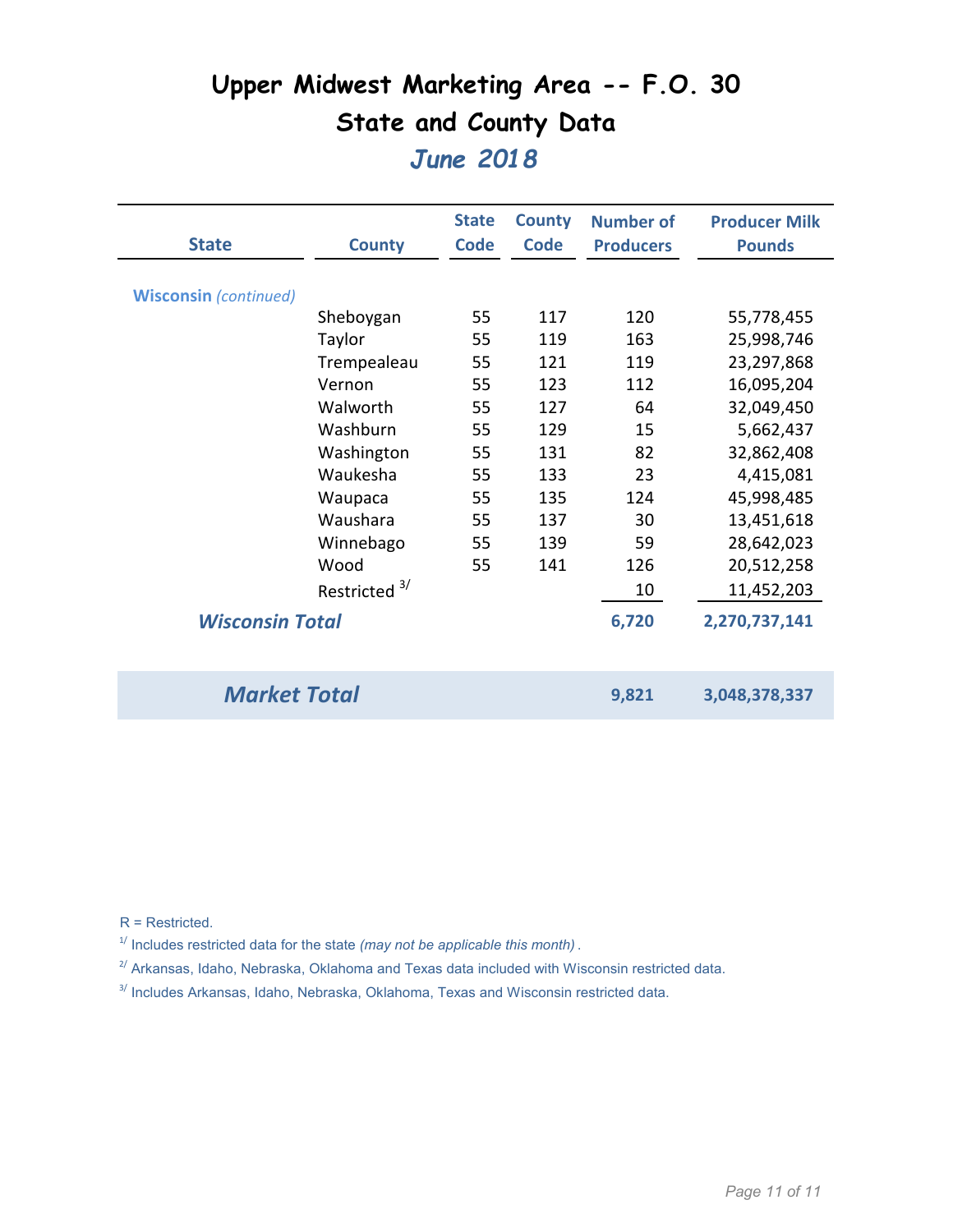# Upper Midwest Marketing Area -- F.O. 30

## State and County Data

### *June 2018*

| State | County | State Code | County Code | Number of Producers | Producer Milk Pounds |
|---|---|---|---|---|---|
| **Wisconsin** *(continued)* | | | | | |
| | Sheboygan | 55 | 117 | 120 | 55,778,455 |
| | Taylor | 55 | 119 | 163 | 25,998,746 |
| | Trempealeau | 55 | 121 | 119 | 23,297,868 |
| | Vernon | 55 | 123 | 112 | 16,095,204 |
| | Walworth | 55 | 127 | 64 | 32,049,450 |
| | Washburn | 55 | 129 | 15 | 5,662,437 |
| | Washington | 55 | 131 | 82 | 32,862,408 |
| | Waukesha | 55 | 133 | 23 | 4,415,081 |
| | Waupaca | 55 | 135 | 124 | 45,998,485 |
| | Waushara | 55 | 137 | 30 | 13,451,618 |
| | Winnebago | 55 | 139 | 59 | 28,642,023 |
| | Wood | 55 | 141 | 126 | 20,512,258 |
| | Restricted [3/] | | | 10 | 11,452,203 |
| ***Wisconsin Total*** | | | | **6,720** | **2,270,737,141** |
| ***Market Total*** | | | | **9,821** | **3,048,378,337** |

R = Restricted.

[1/] Includes restricted data for the state *(may not be applicable this month)*.

[2/] Arkansas, Idaho, Nebraska, Oklahoma and Texas data included with Wisconsin restricted data.

[3/] Includes Arkansas, Idaho, Nebraska, Oklahoma, Texas and Wisconsin restricted data.